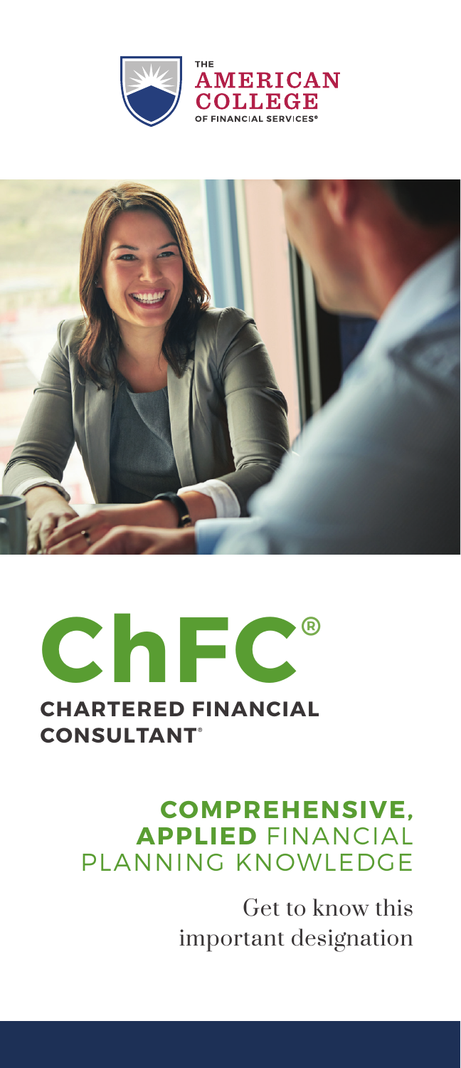THE AMERICAN COLLEGE OF FINANCIAL SERVICES®

# ChFC®

## CHARTERED FINANCIAL CONSULTANT®

### COMPREHENSIVE, APPLIED FINANCIAL PLANNING KNOWLEDGE

Get to know this important designation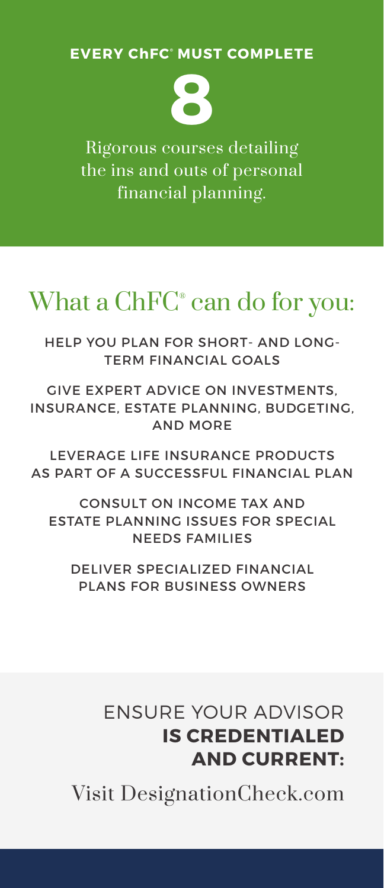**EVERY ChFC® MUST COMPLETE**

# 8

Rigorous courses detailing the ins and outs of personal financial planning.

## What a ChFC® can do for you:

HELP YOU PLAN FOR SHORT- AND LONG-TERM FINANCIAL GOALS

GIVE EXPERT ADVICE ON INVESTMENTS, INSURANCE, ESTATE PLANNING, BUDGETING, AND MORE

LEVERAGE LIFE INSURANCE PRODUCTS AS PART OF A SUCCESSFUL FINANCIAL PLAN

CONSULT ON INCOME TAX AND ESTATE PLANNING ISSUES FOR SPECIAL NEEDS FAMILIES

DELIVER SPECIALIZED FINANCIAL PLANS FOR BUSINESS OWNERS

ENSURE YOUR ADVISOR **IS CREDENTIALED AND CURRENT:**

Visit DesignationCheck.com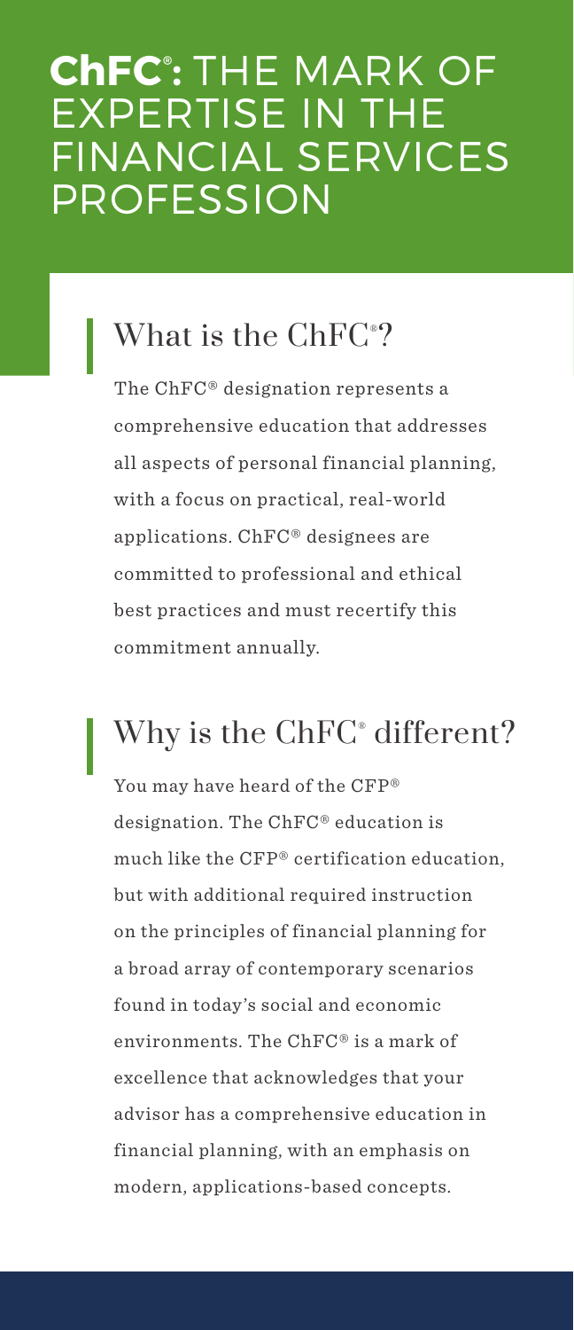# ChFC®: THE MARK OF EXPERTISE IN THE FINANCIAL SERVICES PROFESSION

## What is the ChFC®?

The ChFC® designation represents a comprehensive education that addresses all aspects of personal financial planning, with a focus on practical, real-world applications. ChFC® designees are committed to professional and ethical best practices and must recertify this commitment annually.

## Why is the ChFC® different?

You may have heard of the CFP® designation. The ChFC® education is much like the CFP® certification education, but with additional required instruction on the principles of financial planning for a broad array of contemporary scenarios found in today's social and economic environments. The ChFC® is a mark of excellence that acknowledges that your advisor has a comprehensive education in financial planning, with an emphasis on modern, applications-based concepts.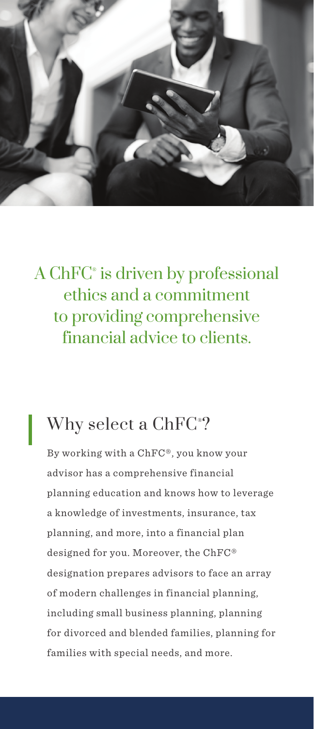A ChFC® is driven by professional ethics and a commitment to providing comprehensive financial advice to clients.

## Why select a ChFC®?

By working with a ChFC®, you know your advisor has a comprehensive financial planning education and knows how to leverage a knowledge of investments, insurance, tax planning, and more, into a financial plan designed for you. Moreover, the ChFC® designation prepares advisors to face an array of modern challenges in financial planning, including small business planning, planning for divorced and blended families, planning for families with special needs, and more.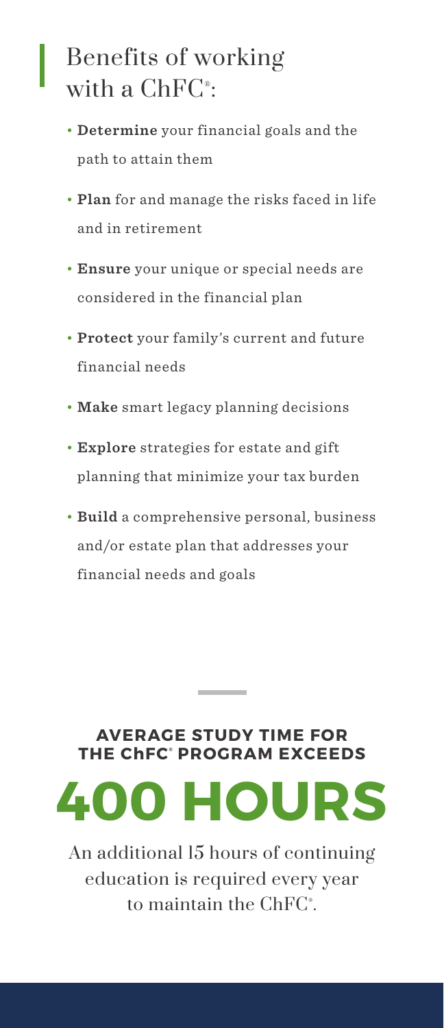## Benefits of working with a ChFC®:

- **Determine** your financial goals and the path to attain them
- **Plan** for and manage the risks faced in life and in retirement
- **Ensure** your unique or special needs are considered in the financial plan
- **Protect** your family's current and future financial needs
- **Make** smart legacy planning decisions
- **Explore** strategies for estate and gift planning that minimize your tax burden
- **Build** a comprehensive personal, business and/or estate plan that addresses your financial needs and goals

**AVERAGE STUDY TIME FOR THE ChFC® PROGRAM EXCEEDS**

# 400 HOURS

An additional 15 hours of continuing education is required every year to maintain the ChFC®.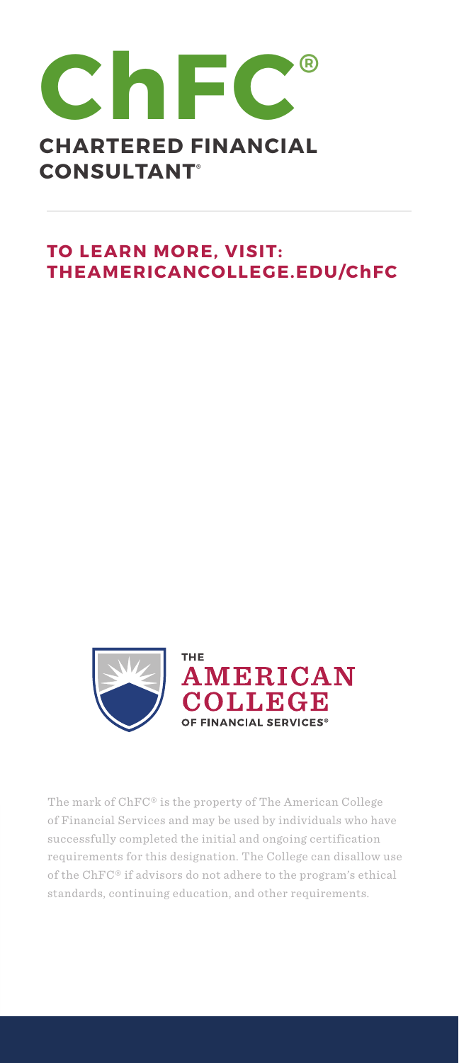# ChFC®

## CHARTERED FINANCIAL CONSULTANT®

**TO LEARN MORE, VISIT: THEAMERICANCOLLEGE.EDU/ChFC**

THE AMERICAN COLLEGE OF FINANCIAL SERVICES®

The mark of ChFC® is the property of The American College of Financial Services and may be used by individuals who have successfully completed the initial and ongoing certification requirements for this designation. The College can disallow use of the ChFC® if advisors do not adhere to the program's ethical standards, continuing education, and other requirements.